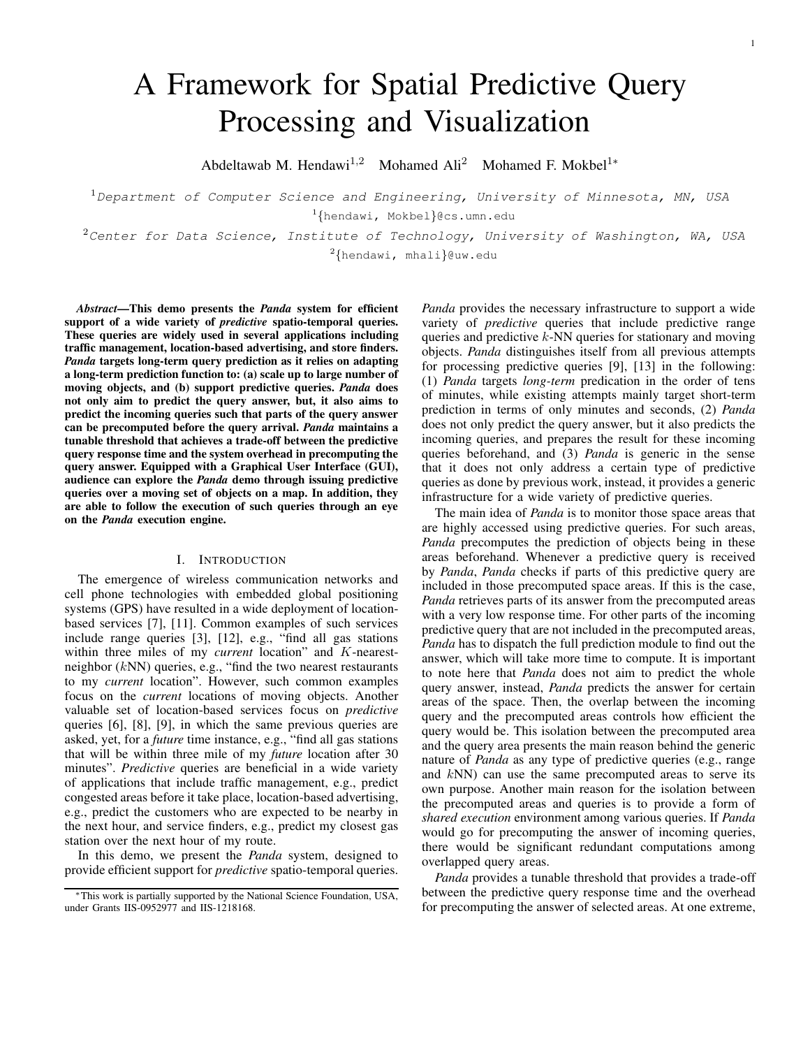# A Framework for Spatial Predictive Query Processing and Visualization

Abdeltawab M. Hendawi[1,2] Mohamed Ali[2] Mohamed F. Mokbel[1*]

[1]*Department of Computer Science and Engineering, University of Minnesota, MN, USA*
[1]{hendawi, Mokbel}@cs.umn.edu
[2]*Center for Data Science, Institute of Technology, University of Washington, WA, USA*
[2]{hendawi, mhali}@uw.edu

***Abstract*—This demo presents the *Panda* system for efficient support of a wide variety of *predictive* spatio-temporal queries. These queries are widely used in several applications including traffic management, location-based advertising, and store finders. *Panda* targets long-term query prediction as it relies on adapting a long-term prediction function to: (a) scale up to large number of moving objects, and (b) support predictive queries. *Panda* does not only aim to predict the query answer, but, it also aims to predict the incoming queries such that parts of the query answer can be precomputed before the query arrival. *Panda* maintains a tunable threshold that achieves a trade-off between the predictive query response time and the system overhead in precomputing the query answer. Equipped with a Graphical User Interface (GUI), audience can explore the *Panda* demo through issuing predictive queries over a moving set of objects on a map. In addition, they are able to follow the execution of such queries through an eye on the *Panda* execution engine.**

## I. Introduction

The emergence of wireless communication networks and cell phone technologies with embedded global positioning systems (GPS) have resulted in a wide deployment of location-based services [7], [11]. Common examples of such services include range queries [3], [12], e.g., "find all gas stations within three miles of my *current* location" and $K$-nearest-neighbor ($k$NN) queries, e.g., "find the two nearest restaurants to my *current* location". However, such common examples focus on the *current* locations of moving objects. Another valuable set of location-based services focus on *predictive* queries [6], [8], [9], in which the same previous queries are asked, yet, for a *future* time instance, e.g., "find all gas stations that will be within three mile of my *future* location after 30 minutes". *Predictive* queries are beneficial in a wide variety of applications that include traffic management, e.g., predict congested areas before it take place, location-based advertising, e.g., predict the customers who are expected to be nearby in the next hour, and service finders, e.g., predict my closest gas station over the next hour of my route.

In this demo, we present the *Panda* system, designed to provide efficient support for *predictive* spatio-temporal queries. *Panda* provides the necessary infrastructure to support a wide variety of *predictive* queries that include predictive range queries and predictive $k$-NN queries for stationary and moving objects. *Panda* distinguishes itself from all previous attempts for processing predictive queries [9], [13] in the following: (1) *Panda* targets *long-term* predication in the order of tens of minutes, while existing attempts mainly target short-term prediction in terms of only minutes and seconds, (2) *Panda* does not only predict the query answer, but it also predicts the incoming queries, and prepares the result for these incoming queries beforehand, and (3) *Panda* is generic in the sense that it does not only address a certain type of predictive queries as done by previous work, instead, it provides a generic infrastructure for a wide variety of predictive queries.

The main idea of *Panda* is to monitor those space areas that are highly accessed using predictive queries. For such areas, *Panda* precomputes the prediction of objects being in these areas beforehand. Whenever a predictive query is received by *Panda*, *Panda* checks if parts of this predictive query are included in those precomputed space areas. If this is the case, *Panda* retrieves parts of its answer from the precomputed areas with a very low response time. For other parts of the incoming predictive query that are not included in the precomputed areas, *Panda* has to dispatch the full prediction module to find out the answer, which will take more time to compute. It is important to note here that *Panda* does not aim to predict the whole query answer, instead, *Panda* predicts the answer for certain areas of the space. Then, the overlap between the incoming query and the precomputed areas controls how efficient the query would be. This isolation between the precomputed area and the query area presents the main reason behind the generic nature of *Panda* as any type of predictive queries (e.g., range and $k$NN) can use the same precomputed areas to serve its own purpose. Another main reason for the isolation between the precomputed areas and queries is to provide a form of *shared execution* environment among various queries. If *Panda* would go for precomputing the answer of incoming queries, there would be significant redundant computations among overlapped query areas.

*Panda* provides a tunable threshold that provides a trade-off between the predictive query response time and the overhead for precomputing the answer of selected areas. At one extreme,

*This work is partially supported by the National Science Foundation, USA, under Grants IIS-0952977 and IIS-1218168.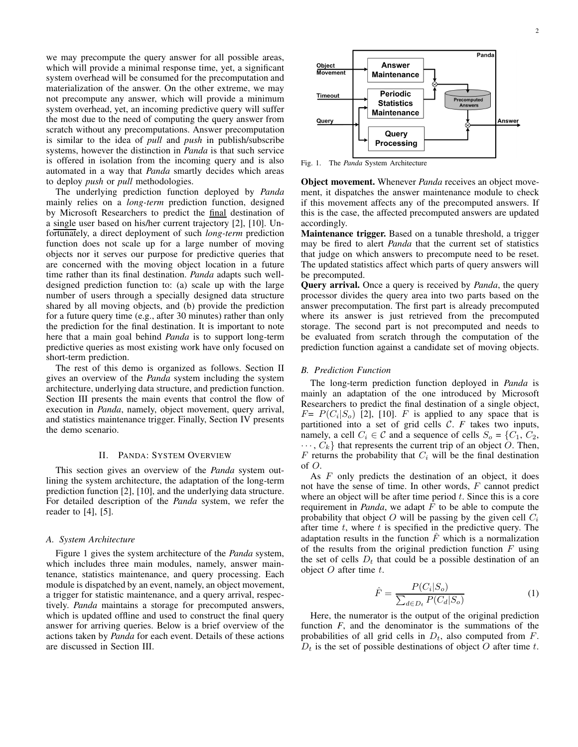we may precompute the query answer for all possible areas, which will provide a minimal response time, yet, a significant system overhead will be consumed for the precomputation and materialization of the answer. On the other extreme, we may not precompute any answer, which will provide a minimum system overhead, yet, an incoming predictive query will suffer the most due to the need of computing the query answer from scratch without any precomputations. Answer precomputation is similar to the idea of *pull* and *push* in publish/subscribe systems, however the distinction in *Panda* is that such service is offered in isolation from the incoming query and is also automated in a way that *Panda* smartly decides which areas to deploy *push* or *pull* methodologies.

The underlying prediction function deployed by *Panda* mainly relies on a *long-term* prediction function, designed by Microsoft Researchers to predict the final destination of a single user based on his/her current trajectory [2], [10]. Unfortunately, a direct deployment of such *long-term* prediction function does not scale up for a large number of moving objects nor it serves our purpose for predictive queries that are concerned with the moving object location in a future time rather than its final destination. *Panda* adapts such well-designed prediction function to: (a) scale up with the large number of users through a specially designed data structure shared by all moving objects, and (b) provide the prediction for a future query time (e.g., after 30 minutes) rather than only the prediction for the final destination. It is important to note here that a main goal behind *Panda* is to support long-term predictive queries as most existing work have only focused on short-term prediction.

The rest of this demo is organized as follows. Section II gives an overview of the *Panda* system including the system architecture, underlying data structure, and prediction function. Section III presents the main events that control the flow of execution in *Panda*, namely, object movement, query arrival, and statistics maintenance trigger. Finally, Section IV presents the demo scenario.

## II. Panda: System Overview

This section gives an overview of the *Panda* system outlining the system architecture, the adaptation of the long-term prediction function [2], [10], and the underlying data structure. For detailed description of the *Panda* system, we refer the reader to [4], [5].

### A. System Architecture

Figure 1 gives the system architecture of the *Panda* system, which includes three main modules, namely, answer maintenance, statistics maintenance, and query processing. Each module is dispatched by an event, namely, an object movement, a trigger for statistic maintenance, and a query arrival, respectively. *Panda* maintains a storage for precomputed answers, which is updated offline and used to construct the final query answer for arriving queries. Below is a brief overview of the actions taken by *Panda* for each event. Details of these actions are discussed in Section III.

Fig. 1. The *Panda* System Architecture

**Object movement.** Whenever *Panda* receives an object movement, it dispatches the answer maintenance module to check if this movement affects any of the precomputed answers. If this is the case, the affected precomputed answers are updated accordingly.

**Maintenance trigger.** Based on a tunable threshold, a trigger may be fired to alert *Panda* that the current set of statistics that judge on which answers to precompute need to be reset. The updated statistics affect which parts of query answers will be precomputed.

**Query arrival.** Once a query is received by *Panda*, the query processor divides the query area into two parts based on the answer precomputation. The first part is already precomputed where its answer is just retrieved from the precomputed storage. The second part is not precomputed and needs to be evaluated from scratch through the computation of the prediction function against a candidate set of moving objects.

### B. Prediction Function

The long-term prediction function deployed in *Panda* is mainly an adaptation of the one introduced by Microsoft Researchers to predict the final destination of a single object, $F = P(C_i|S_o)$ [2], [10]. $F$ is applied to any space that is partitioned into a set of grid cells $\mathcal{C}$. $F$ takes two inputs, namely, a cell $C_i \in \mathcal{C}$ and a sequence of cells $S_o = \{C_1, C_2, \cdots, C_k\}$ that represents the current trip of an object $O$. Then, $F$ returns the probability that $C_i$ will be the final destination of $O$.

As $F$ only predicts the destination of an object, it does not have the sense of time. In other words, $F$ cannot predict where an object will be after time period $t$. Since this is a core requirement in *Panda*, we adapt $F$ to be able to compute the probability that object $O$ will be passing by the given cell $C_i$ after time $t$, where $t$ is specified in the predictive query. The adaptation results in the function $\hat{F}$ which is a normalization of the results from the original prediction function $F$ using the set of cells $D_t$ that could be a possible destination of an object $O$ after time $t$.

$$\hat{F} = \frac{P(C_i|S_o)}{\sum_{d \in D_t} P(C_d|S_o)} \tag{1}$$

Here, the numerator is the output of the original prediction function $F$, and the denominator is the summations of the probabilities of all grid cells in $D_t$, also computed from $F$. $D_t$ is the set of possible destinations of object $O$ after time $t$.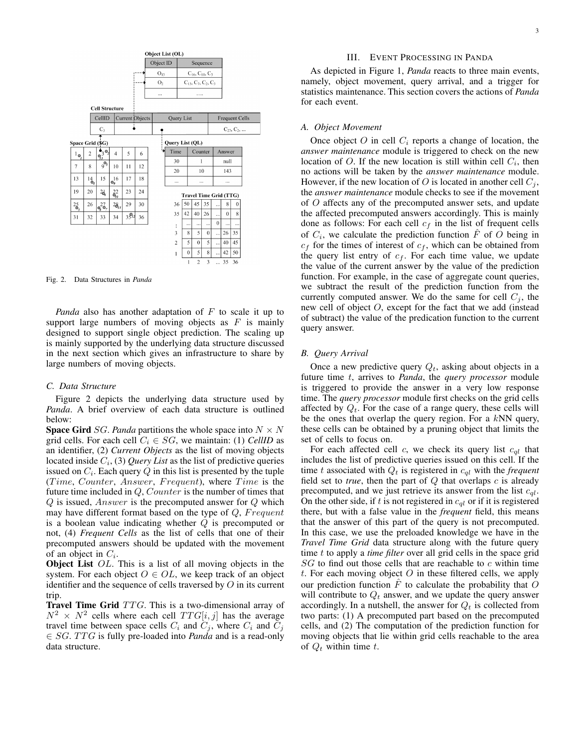Fig. 2. Data Structures in *Panda*

*Panda* also has another adaptation of $F$ to scale it up to support large numbers of moving objects as $F$ is mainly designed to support single object prediction. The scaling up is mainly supported by the underlying data structure discussed in the next section which gives an infrastructure to share by large numbers of moving objects.

### C. Data Structure

Figure 2 depicts the underlying data structure used by *Panda*. A brief overview of each data structure is outlined below:

**Space Gird** $SG$. *Panda* partitions the whole space into $N \times N$ grid cells. For each cell $C_i \in SG$, we maintain: (1) *CellID* as an identifier, (2) *Current Objects* as the list of moving objects located inside $C_i$, (3) *Query List* as the list of predictive queries issued on $C_i$. Each query $Q$ in this list is presented by the tuple ($Time$, $Counter$, $Answer$, $Frequent$), where $Time$ is the future time included in $Q$, $Counter$ is the number of times that $Q$ is issued, $Answer$ is the precomputed answer for $Q$ which may have different format based on the type of $Q$, $Frequent$ is a boolean value indicating whether $Q$ is precomputed or not, (4) *Frequent Cells* as the list of cells that one of their precomputed answers should be updated with the movement of an object in $C_i$.

**Object List** $OL$. This is a list of all moving objects in the system. For each object $O \in OL$, we keep track of an object identifier and the sequence of cells traversed by $O$ in its current trip.

**Travel Time Grid** $TTG$. This is a two-dimensional array of $N^2 \times N^2$ cells where each cell $TTG[i, j]$ has the average travel time between space cells $C_i$ and $C_j$, where $C_i$ and $C_j$ $\in SG$. $TTG$ is fully pre-loaded into *Panda* and is a read-only data structure.

## III. Event Processing in Panda

As depicted in Figure 1, *Panda* reacts to three main events, namely, object movement, query arrival, and a trigger for statistics maintenance. This section covers the actions of *Panda* for each event.

### A. Object Movement

Once object $O$ in cell $C_i$ reports a change of location, the *answer maintenance* module is triggered to check on the new location of $O$. If the new location is still within cell $C_i$, then no actions will be taken by the *answer maintenance* module. However, if the new location of $O$ is located in another cell $C_j$, the *answer maintenance* module checks to see if the movement of $O$ affects any of the precomputed answer sets, and update the affected precomputed answers accordingly. This is mainly done as follows: For each cell $c_f$ in the list of frequent cells of $C_i$, we calculate the prediction function $\hat{F}$ of $O$ being in $c_f$ for the times of interest of $c_f$, which can be obtained from the query list entry of $c_f$. For each time value, we update the value of the current answer by the value of the prediction function. For example, in the case of aggregate count queries, we subtract the result of the prediction function from the currently computed answer. We do the same for cell $C_j$, the new cell of object $O$, except for the fact that we add (instead of subtract) the value of the predication function to the current query answer.

### B. Query Arrival

Once a new predictive query $Q_t$, asking about objects in a future time $t$, arrives to *Panda*, the *query processor* module is triggered to provide the answer in a very low response time. The *query processor* module first checks on the grid cells affected by $Q_t$. For the case of a range query, these cells will be the ones that overlap the query region. For a $k$NN query, these cells can be obtained by a pruning object that limits the set of cells to focus on.

For each affected cell $c$, we check its query list $c_{ql}$ that includes the list of predictive queries issued on this cell. If the time $t$ associated with $Q_t$ is registered in $c_{ql}$ with the *frequent* field set to *true*, then the part of $Q$ that overlaps $c$ is already precomputed, and we just retrieve its answer from the list $c_{ql}$. On the other side, if $t$ is not registered in $c_{ql}$ or if it is registered there, but with a false value in the *frequent* field, this means that the answer of this part of the query is not precomputed. In this case, we use the preloaded knowledge we have in the *Travel Time Grid* data structure along with the future query time $t$ to apply a *time filter* over all grid cells in the space grid $SG$ to find out those cells that are reachable to $c$ within time $t$. For each moving object $O$ in these filtered cells, we apply our prediction function $\hat{F}$ to calculate the probability that $O$ will contribute to $Q_t$ answer, and we update the query answer accordingly. In a nutshell, the answer for $Q_t$ is collected from two parts: (1) A precomputed part based on the precomputed cells, and (2) The computation of the prediction function for moving objects that lie within grid cells reachable to the area of $Q_t$ within time $t$.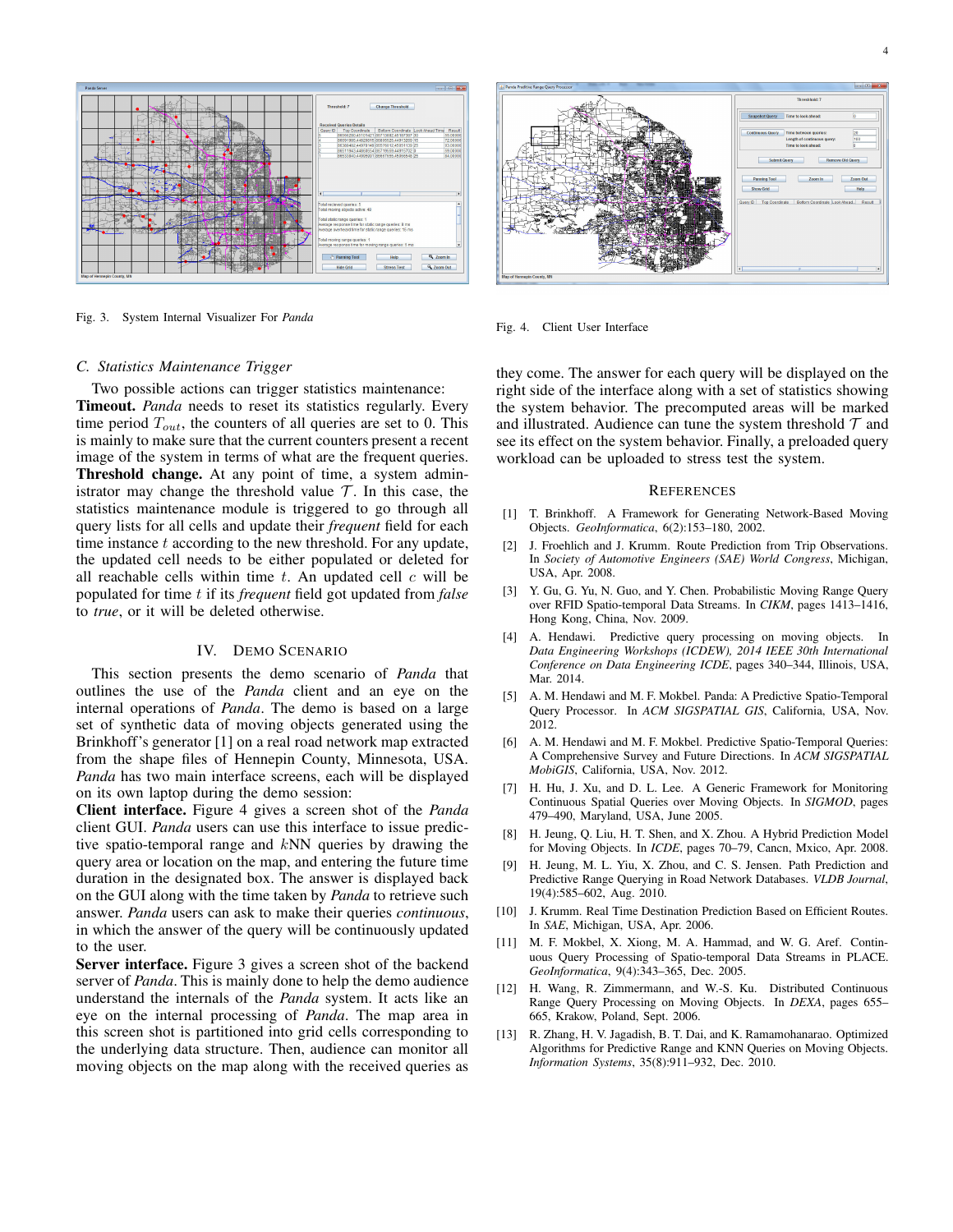Fig. 3. System Internal Visualizer For *Panda*

Fig. 4. Client User Interface

### C. Statistics Maintenance Trigger

Two possible actions can trigger statistics maintenance:
**Timeout.** *Panda* needs to reset its statistics regularly. Every time period $T_{out}$, the counters of all queries are set to 0. This is mainly to make sure that the current counters present a recent image of the system in terms of what are the frequent queries.
**Threshold change.** At any point of time, a system administrator may change the threshold value $\mathcal{T}$. In this case, the statistics maintenance module is triggered to go through all query lists for all cells and update their *frequent* field for each time instance $t$ according to the new threshold. For any update, the updated cell needs to be either populated or deleted for all reachable cells within time $t$. An updated cell $c$ will be populated for time $t$ if its *frequent* field got updated from *false* to *true*, or it will be deleted otherwise.

## IV. Demo Scenario

This section presents the demo scenario of *Panda* that outlines the use of the *Panda* client and an eye on the internal operations of *Panda*. The demo is based on a large set of synthetic data of moving objects generated using the Brinkhoff's generator [1] on a real road network map extracted from the shape files of Hennepin County, Minnesota, USA. *Panda* has two main interface screens, each will be displayed on its own laptop during the demo session:
**Client interface.** Figure 4 gives a screen shot of the *Panda* client GUI. *Panda* users can use this interface to issue predictive spatio-temporal range and $k$NN queries by drawing the query area or location on the map, and entering the future time duration in the designated box. The answer is displayed back on the GUI along with the time taken by *Panda* to retrieve such answer. *Panda* users can ask to make their queries *continuous*, in which the answer of the query will be continuously updated to the user.
**Server interface.** Figure 3 gives a screen shot of the backend server of *Panda*. This is mainly done to help the demo audience understand the internals of the *Panda* system. It acts like an eye on the internal processing of *Panda*. The map area in this screen shot is partitioned into grid cells corresponding to the underlying data structure. Then, audience can monitor all moving objects on the map along with the received queries as they come. The answer for each query will be displayed on the right side of the interface along with a set of statistics showing the system behavior. The precomputed areas will be marked and illustrated. Audience can tune the system threshold $\mathcal{T}$ and see its effect on the system behavior. Finally, a preloaded query workload can be uploaded to stress test the system.

## References

[1] T. Brinkhoff. A Framework for Generating Network-Based Moving Objects. *GeoInformatica*, 6(2):153–180, 2002.

[2] J. Froehlich and J. Krumm. Route Prediction from Trip Observations. In *Society of Automotive Engineers (SAE) World Congress*, Michigan, USA, Apr. 2008.

[3] Y. Gu, G. Yu, N. Guo, and Y. Chen. Probabilistic Moving Range Query over RFID Spatio-temporal Data Streams. In *CIKM*, pages 1413–1416, Hong Kong, China, Nov. 2009.

[4] A. Hendawi. Predictive query processing on moving objects. In *Data Engineering Workshops (ICDEW), 2014 IEEE 30th International Conference on Data Engineering ICDE*, pages 340–344, Illinois, USA, Mar. 2014.

[5] A. M. Hendawi and M. F. Mokbel. Panda: A Predictive Spatio-Temporal Query Processor. In *ACM SIGSPATIAL GIS*, California, USA, Nov. 2012.

[6] A. M. Hendawi and M. F. Mokbel. Predictive Spatio-Temporal Queries: A Comprehensive Survey and Future Directions. In *ACM SIGSPATIAL MobiGIS*, California, USA, Nov. 2012.

[7] H. Hu, J. Xu, and D. L. Lee. A Generic Framework for Monitoring Continuous Spatial Queries over Moving Objects. In *SIGMOD*, pages 479–490, Maryland, USA, June 2005.

[8] H. Jeung, Q. Liu, H. T. Shen, and X. Zhou. A Hybrid Prediction Model for Moving Objects. In *ICDE*, pages 70–79, Cancn, Mxico, Apr. 2008.

[9] H. Jeung, M. L. Yiu, X. Zhou, and C. S. Jensen. Path Prediction and Predictive Range Querying in Road Network Databases. *VLDB Journal*, 19(4):585–602, Aug. 2010.

[10] J. Krumm. Real Time Destination Prediction Based on Efficient Routes. In *SAE*, Michigan, USA, Apr. 2006.

[11] M. F. Mokbel, X. Xiong, M. A. Hammad, and W. G. Aref. Continuous Query Processing of Spatio-temporal Data Streams in PLACE. *GeoInformatica*, 9(4):343–365, Dec. 2005.

[12] H. Wang, R. Zimmermann, and W.-S. Ku. Distributed Continuous Range Query Processing on Moving Objects. In *DEXA*, pages 655–665, Krakow, Poland, Sept. 2006.

[13] R. Zhang, H. V. Jagadish, B. T. Dai, and K. Ramamohanarao. Optimized Algorithms for Predictive Range and KNN Queries on Moving Objects. *Information Systems*, 35(8):911–932, Dec. 2010.